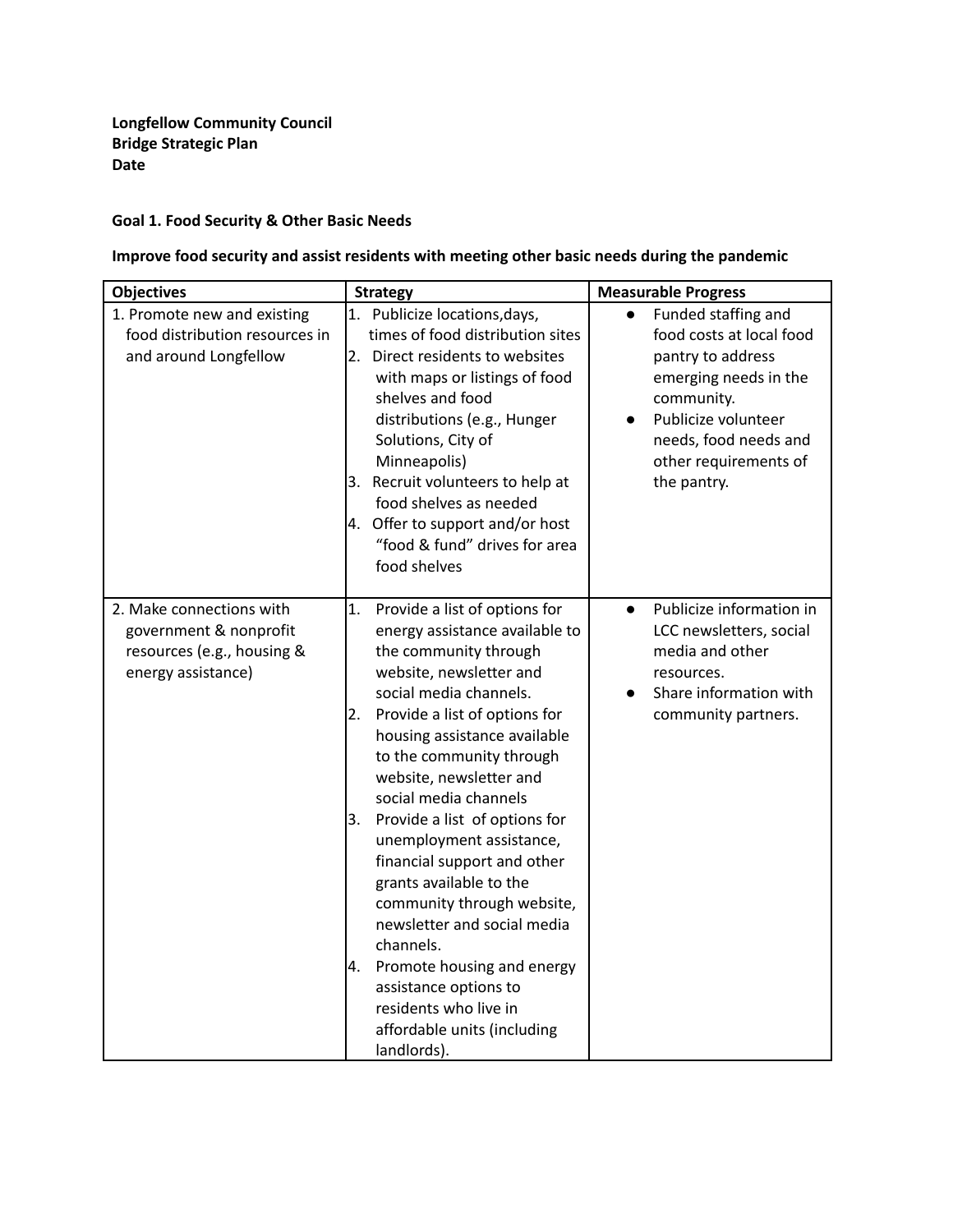**Longfellow Community Council**
**Bridge Strategic Plan**
**Date**

**Goal 1. Food Security & Other Basic Needs**

**Improve food security and assist residents with meeting other basic needs during the pandemic**

| Objectives | Strategy | Measurable Progress |
| --- | --- | --- |
| 1. Promote new and existing food distribution resources in and around Longfellow | 1. Publicize locations,days, times of food distribution sites<br>2. Direct residents to websites with maps or listings of food shelves and food distributions (e.g., Hunger Solutions, City of Minneapolis)<br>3. Recruit volunteers to help at food shelves as needed<br>4. Offer to support and/or host "food & fund" drives for area food shelves | ● Funded staffing and food costs at local food pantry to address emerging needs in the community.<br>● Publicize volunteer needs, food needs and other requirements of the pantry. |
| 2. Make connections with government & nonprofit resources (e.g., housing & energy assistance) | 1. Provide a list of options for energy assistance available to the community through website, newsletter and social media channels.<br>2. Provide a list of options for housing assistance available to the community through website, newsletter and social media channels<br>3. Provide a list of options for unemployment assistance, financial support and other grants available to the community through website, newsletter and social media channels.<br>4. Promote housing and energy assistance options to residents who live in affordable units (including landlords). | ● Publicize information in LCC newsletters, social media and other resources.<br>● Share information with community partners. |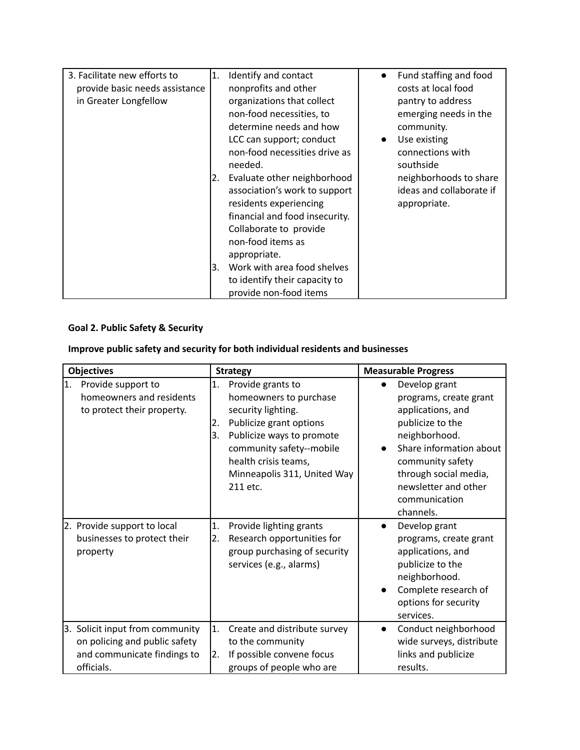| | | |
|---|---|---|
| 3. Facilitate new efforts to provide basic needs assistance in Greater Longfellow | 1. Identify and contact nonprofits and other organizations that collect non-food necessities, to determine needs and how LCC can support; conduct non-food necessities drive as needed.<br>2. Evaluate other neighborhood association's work to support residents experiencing financial and food insecurity. Collaborate to provide non-food items as appropriate.<br>3. Work with area food shelves to identify their capacity to provide non-food items | • Fund staffing and food costs at local food pantry to address emerging needs in the community.<br>• Use existing connections with southside neighborhoods to share ideas and collaborate if appropriate. |

**Goal 2. Public Safety & Security**

**Improve public safety and security for both individual residents and businesses**

| Objectives | Strategy | Measurable Progress |
|---|---|---|
| 1. Provide support to homeowners and residents to protect their property. | 1. Provide grants to homeowners to purchase security lighting.<br>2. Publicize grant options<br>3. Publicize ways to promote community safety--mobile health crisis teams, Minneapolis 311, United Way 211 etc. | • Develop grant programs, create grant applications, and publicize to the neighborhood.<br>• Share information about community safety through social media, newsletter and other communication channels. |
| 2. Provide support to local businesses to protect their property | 1. Provide lighting grants<br>2. Research opportunities for group purchasing of security services (e.g., alarms) | • Develop grant programs, create grant applications, and publicize to the neighborhood.<br>• Complete research of options for security services. |
| 3. Solicit input from community on policing and public safety and communicate findings to officials. | 1. Create and distribute survey to the community<br>2. If possible convene focus groups of people who are | • Conduct neighborhood wide surveys, distribute links and publicize results. |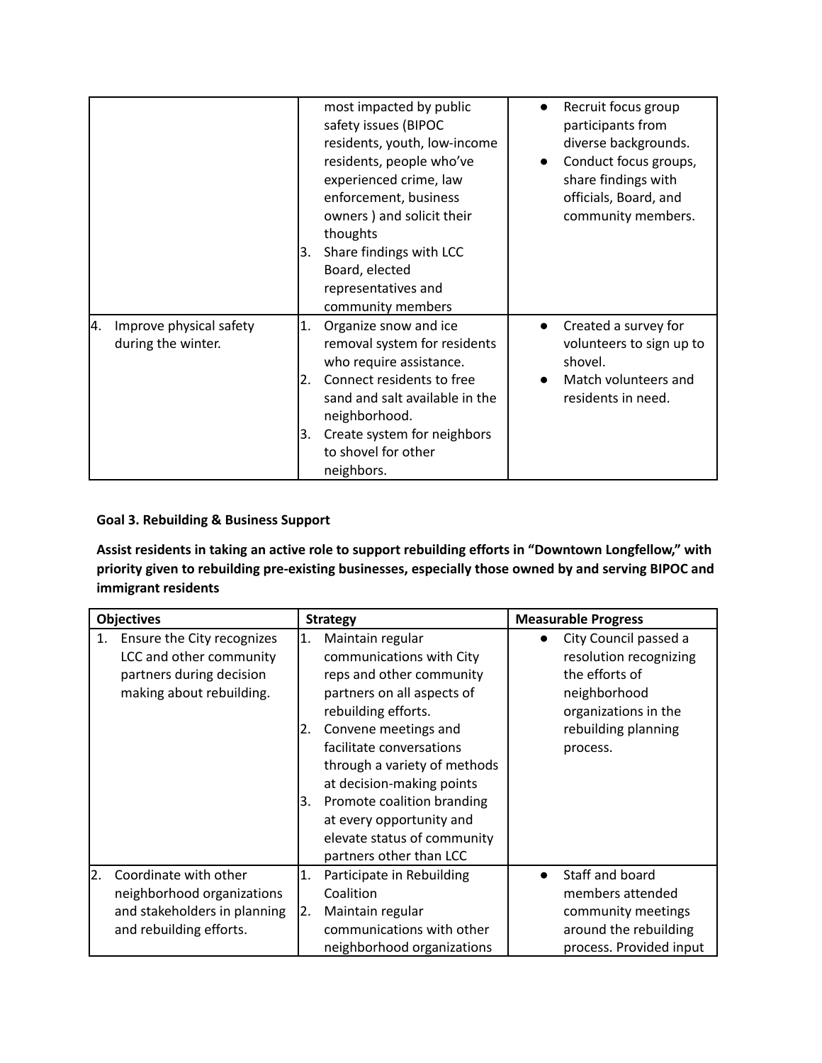| | | |
|---|---|---|
| | most impacted by public safety issues (BIPOC residents, youth, low-income residents, people who've experienced crime, law enforcement, business owners ) and solicit their thoughts<br>3. Share findings with LCC Board, elected representatives and community members | • Recruit focus group participants from diverse backgrounds.<br>• Conduct focus groups, share findings with officials, Board, and community members. |
| 4. Improve physical safety during the winter. | 1. Organize snow and ice removal system for residents who require assistance.<br>2. Connect residents to free sand and salt available in the neighborhood.<br>3. Create system for neighbors to shovel for other neighbors. | • Created a survey for volunteers to sign up to shovel.<br>• Match volunteers and residents in need. |

**Goal 3. Rebuilding & Business Support**

**Assist residents in taking an active role to support rebuilding efforts in "Downtown Longfellow," with priority given to rebuilding pre-existing businesses, especially those owned by and serving BIPOC and immigrant residents**

| Objectives | Strategy | Measurable Progress |
|---|---|---|
| 1. Ensure the City recognizes LCC and other community partners during decision making about rebuilding. | 1. Maintain regular communications with City reps and other community partners on all aspects of rebuilding efforts.<br>2. Convene meetings and facilitate conversations through a variety of methods at decision-making points<br>3. Promote coalition branding at every opportunity and elevate status of community partners other than LCC | • City Council passed a resolution recognizing the efforts of neighborhood organizations in the rebuilding planning process. |
| 2. Coordinate with other neighborhood organizations and stakeholders in planning and rebuilding efforts. | 1. Participate in Rebuilding Coalition<br>2. Maintain regular communications with other neighborhood organizations | • Staff and board members attended community meetings around the rebuilding process. Provided input |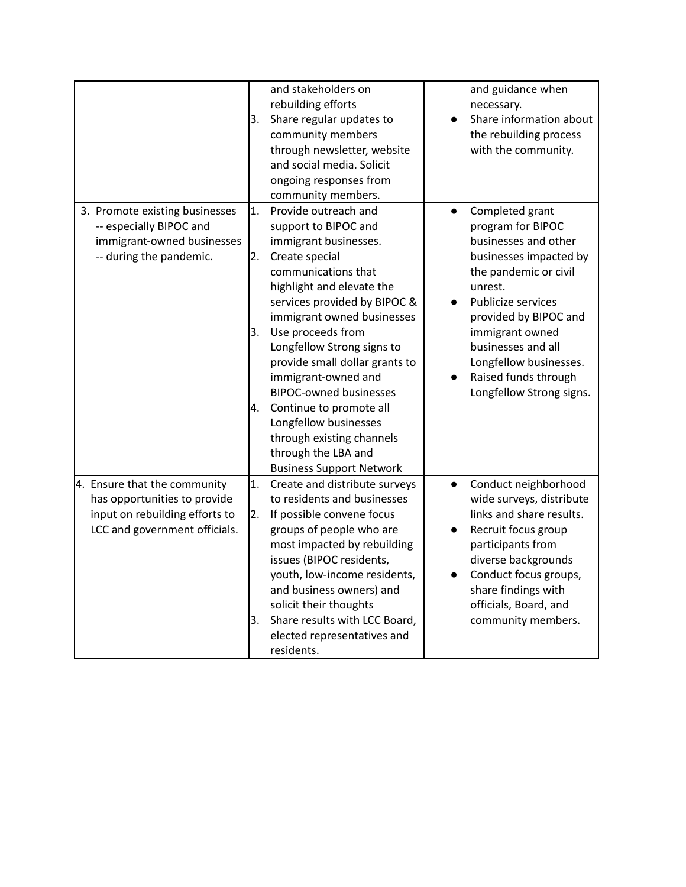| | | |
|---|---|---|
| | and stakeholders on rebuilding efforts<br>3. Share regular updates to community members through newsletter, website and social media. Solicit ongoing responses from community members. | and guidance when necessary.<br>● Share information about the rebuilding process with the community. |
| 3. Promote existing businesses -- especially BIPOC and immigrant-owned businesses -- during the pandemic. | 1. Provide outreach and support to BIPOC and immigrant businesses.<br>2. Create special communications that highlight and elevate the services provided by BIPOC & immigrant owned businesses<br>3. Use proceeds from Longfellow Strong signs to provide small dollar grants to immigrant-owned and BIPOC-owned businesses<br>4. Continue to promote all Longfellow businesses through existing channels through the LBA and Business Support Network | ● Completed grant program for BIPOC businesses and other businesses impacted by the pandemic or civil unrest.<br>● Publicize services provided by BIPOC and immigrant owned businesses and all Longfellow businesses.<br>● Raised funds through Longfellow Strong signs. |
| 4. Ensure that the community has opportunities to provide input on rebuilding efforts to LCC and government officials. | 1. Create and distribute surveys to residents and businesses<br>2. If possible convene focus groups of people who are most impacted by rebuilding issues (BIPOC residents, youth, low-income residents, and business owners) and solicit their thoughts<br>3. Share results with LCC Board, elected representatives and residents. | ● Conduct neighborhood wide surveys, distribute links and share results.<br>● Recruit focus group participants from diverse backgrounds<br>● Conduct focus groups, share findings with officials, Board, and community members. |